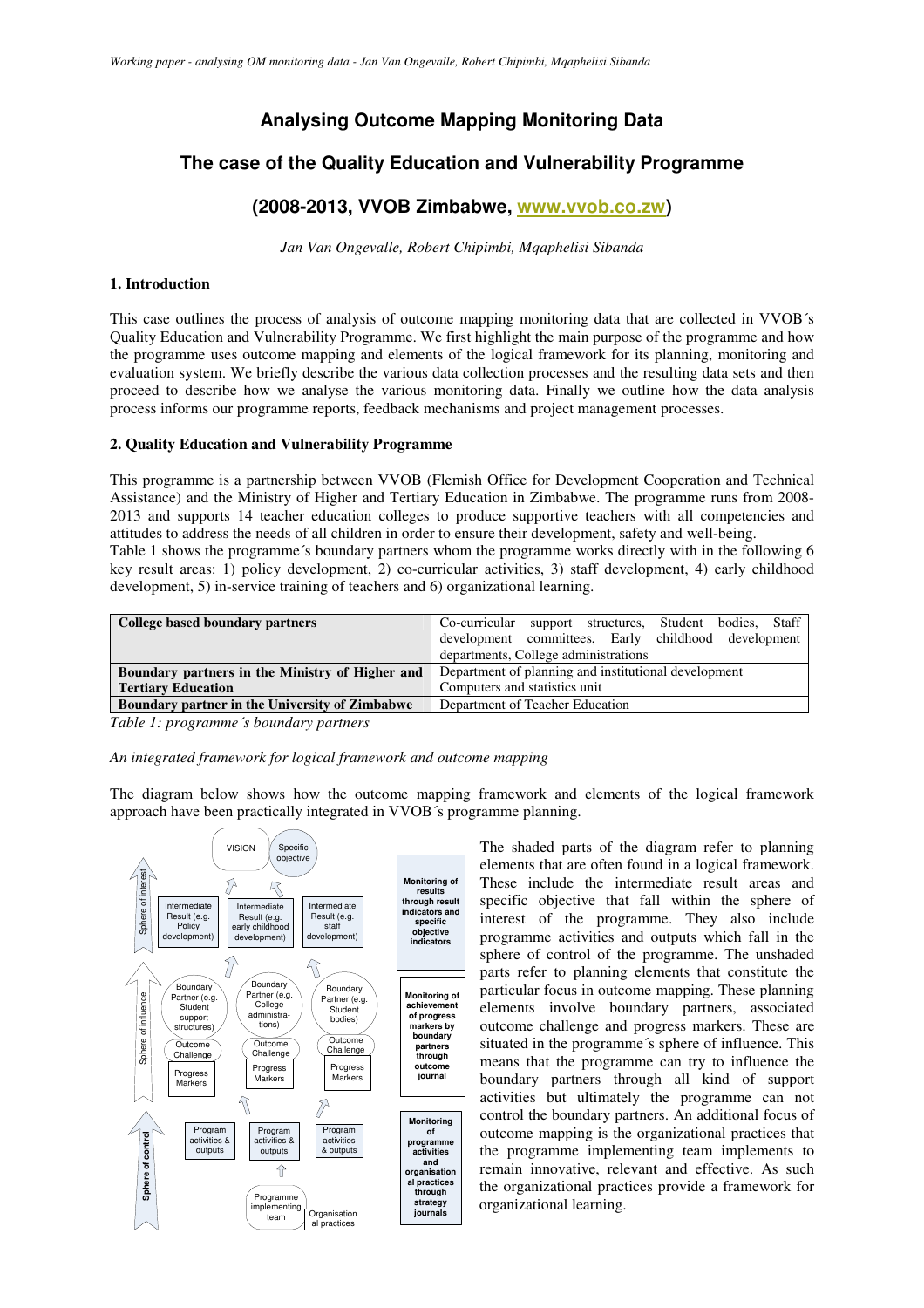# Analysing Outcome Mapping Monitoring Data

## The case of the Quality Education and Vulnerability Programme

### (2008-2013, VVOB Zimbabwe, www.vvob.co.zw)

*Jan Van Ongevalle, Robert Chipimbi, Mqaphelisi Sibanda*

**1. Introduction**

This case outlines the process of analysis of outcome mapping monitoring data that are collected in VVOB´s Quality Education and Vulnerability Programme. We first highlight the main purpose of the programme and how the programme uses outcome mapping and elements of the logical framework for its planning, monitoring and evaluation system. We briefly describe the various data collection processes and the resulting data sets and then proceed to describe how we analyse the various monitoring data. Finally we outline how the data analysis process informs our programme reports, feedback mechanisms and project management processes.

**2. Quality Education and Vulnerability Programme**

This programme is a partnership between VVOB (Flemish Office for Development Cooperation and Technical Assistance) and the Ministry of Higher and Tertiary Education in Zimbabwe. The programme runs from 2008-2013 and supports 14 teacher education colleges to produce supportive teachers with all competencies and attitudes to address the needs of all children in order to ensure their development, safety and well-being.

Table 1 shows the programme´s boundary partners whom the programme works directly with in the following 6 key result areas: 1) policy development, 2) co-curricular activities, 3) staff development, 4) early childhood development, 5) in-service training of teachers and 6) organizational learning.

| **College based boundary partners** | Co-curricular support structures, Student bodies, Staff development committees, Early childhood development departments, College administrations |
|---|---|
| **Boundary partners in the Ministry of Higher and Tertiary Education** | Department of planning and institutional development<br>Computers and statistics unit |
| **Boundary partner in the University of Zimbabwe** | Department of Teacher Education |

*Table 1: programme´s boundary partners*

*An integrated framework for logical framework and outcome mapping*

The diagram below shows how the outcome mapping framework and elements of the logical framework approach have been practically integrated in VVOB´s programme planning.

The shaded parts of the diagram refer to planning elements that are often found in a logical framework. These include the intermediate result areas and specific objective that fall within the sphere of interest of the programme. They also include programme activities and outputs which fall in the sphere of control of the programme. The unshaded parts refer to planning elements that constitute the particular focus in outcome mapping. These planning elements involve boundary partners, associated outcome challenge and progress markers. These are situated in the programme´s sphere of influence. This means that the programme can try to influence the boundary partners through all kind of support activities but ultimately the programme can not control the boundary partners. An additional focus of outcome mapping is the organizational practices that the programme implementing team implements to remain innovative, relevant and effective. As such the organizational practices provide a framework for organizational learning.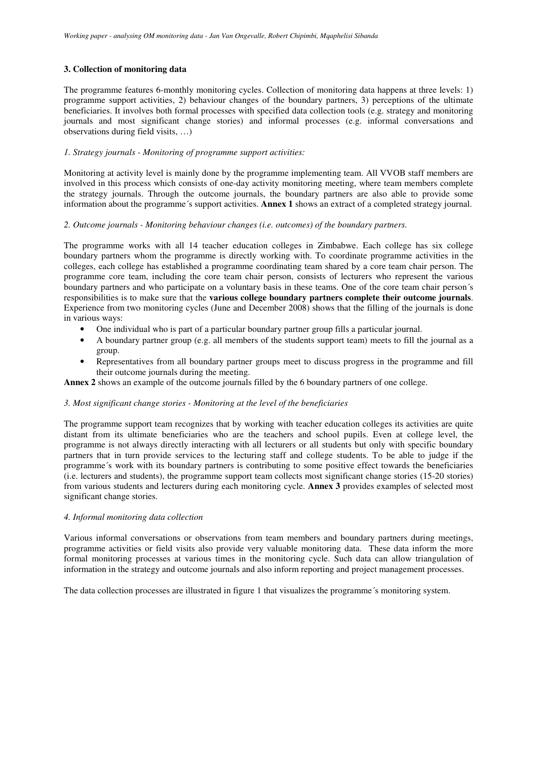### 3. Collection of monitoring data

The programme features 6-monthly monitoring cycles. Collection of monitoring data happens at three levels: 1) programme support activities, 2) behaviour changes of the boundary partners, 3) perceptions of the ultimate beneficiaries. It involves both formal processes with specified data collection tools (e.g. strategy and monitoring journals and most significant change stories) and informal processes (e.g. informal conversations and observations during field visits, …)

*1. Strategy journals - Monitoring of programme support activities:*

Monitoring at activity level is mainly done by the programme implementing team. All VVOB staff members are involved in this process which consists of one-day activity monitoring meeting, where team members complete the strategy journals. Through the outcome journals, the boundary partners are also able to provide some information about the programme´s support activities. **Annex 1** shows an extract of a completed strategy journal.

*2. Outcome journals - Monitoring behaviour changes (i.e. outcomes) of the boundary partners.*

The programme works with all 14 teacher education colleges in Zimbabwe. Each college has six college boundary partners whom the programme is directly working with. To coordinate programme activities in the colleges, each college has established a programme coordinating team shared by a core team chair person. The programme core team, including the core team chair person, consists of lecturers who represent the various boundary partners and who participate on a voluntary basis in these teams. One of the core team chair person´s responsibilities is to make sure that the **various college boundary partners complete their outcome journals**. Experience from two monitoring cycles (June and December 2008) shows that the filling of the journals is done in various ways:

- One individual who is part of a particular boundary partner group fills a particular journal.
- A boundary partner group (e.g. all members of the students support team) meets to fill the journal as a group.
- Representatives from all boundary partner groups meet to discuss progress in the programme and fill their outcome journals during the meeting.

**Annex 2** shows an example of the outcome journals filled by the 6 boundary partners of one college.

*3. Most significant change stories - Monitoring at the level of the beneficiaries*

The programme support team recognizes that by working with teacher education colleges its activities are quite distant from its ultimate beneficiaries who are the teachers and school pupils. Even at college level, the programme is not always directly interacting with all lecturers or all students but only with specific boundary partners that in turn provide services to the lecturing staff and college students. To be able to judge if the programme´s work with its boundary partners is contributing to some positive effect towards the beneficiaries (i.e. lecturers and students), the programme support team collects most significant change stories (15-20 stories) from various students and lecturers during each monitoring cycle. **Annex 3** provides examples of selected most significant change stories.

*4. Informal monitoring data collection*

Various informal conversations or observations from team members and boundary partners during meetings, programme activities or field visits also provide very valuable monitoring data. These data inform the more formal monitoring processes at various times in the monitoring cycle. Such data can allow triangulation of information in the strategy and outcome journals and also inform reporting and project management processes.

The data collection processes are illustrated in figure 1 that visualizes the programme´s monitoring system.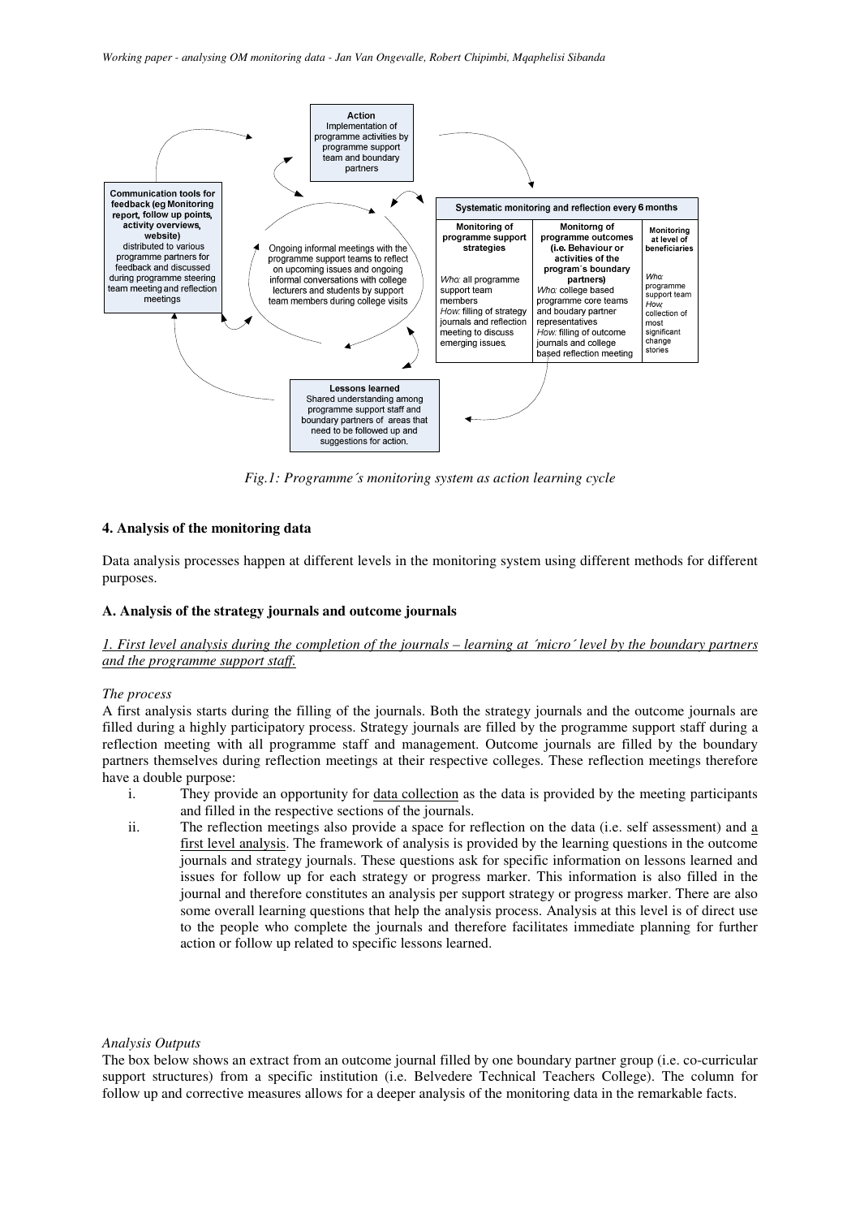**Action**
Implementation of programme activities by programme support team and boundary partners

**Communication tools for feedback (eg Monitoring report, follow up points, activity overviews, website)**
distributed to various programme partners for feedback and discussed during programme steering team meeting and reflection meetings

Ongoing informal meetings with the programme support teams to reflect on upcoming issues and ongoing informal conversations with college lecturers and students by support team members during college visits

| Systematic monitoring and reflection every 6 months | | |
|---|---|---|
| **Monitoring of programme support strategies** | **Monitorng of programme outcomes (i.e. Behaviour or activities of the program´s boundary partners)** | **Monitoring at level of beneficiaries** |
| *Who:* all programme support team members<br>*How:* filling of strategy journals and reflection meeting to discuss emerging issues. | *Who:* college based programme core teams and boudary partner representatives<br>*How:* filling of outcome journals and college based reflection meeting | *Who:* programme support team<br>*How:* collection of most significant change stories |

**Lessons learned**
Shared understanding among programme support staff and boundary partners of areas that need to be followed up and suggestions for action.

*Fig.1: Programme´s monitoring system as action learning cycle*

## 4. Analysis of the monitoring data

Data analysis processes happen at different levels in the monitoring system using different methods for different purposes.

### A. Analysis of the strategy journals and outcome journals

*1. First level analysis during the completion of the journals – learning at ´micro´ level by the boundary partners and the programme support staff.*

*The process*

A first analysis starts during the filling of the journals. Both the strategy journals and the outcome journals are filled during a highly participatory process. Strategy journals are filled by the programme support staff during a reflection meeting with all programme staff and management. Outcome journals are filled by the boundary partners themselves during reflection meetings at their respective colleges. These reflection meetings therefore have a double purpose:

i. They provide an opportunity for data collection as the data is provided by the meeting participants and filled in the respective sections of the journals.

ii. The reflection meetings also provide a space for reflection on the data (i.e. self assessment) and a first level analysis. The framework of analysis is provided by the learning questions in the outcome journals and strategy journals. These questions ask for specific information on lessons learned and issues for follow up for each strategy or progress marker. This information is also filled in the journal and therefore constitutes an analysis per support strategy or progress marker. There are also some overall learning questions that help the analysis process. Analysis at this level is of direct use to the people who complete the journals and therefore facilitates immediate planning for further action or follow up related to specific lessons learned.

*Analysis Outputs*

The box below shows an extract from an outcome journal filled by one boundary partner group (i.e. co-curricular support structures) from a specific institution (i.e. Belvedere Technical Teachers College). The column for follow up and corrective measures allows for a deeper analysis of the monitoring data in the remarkable facts.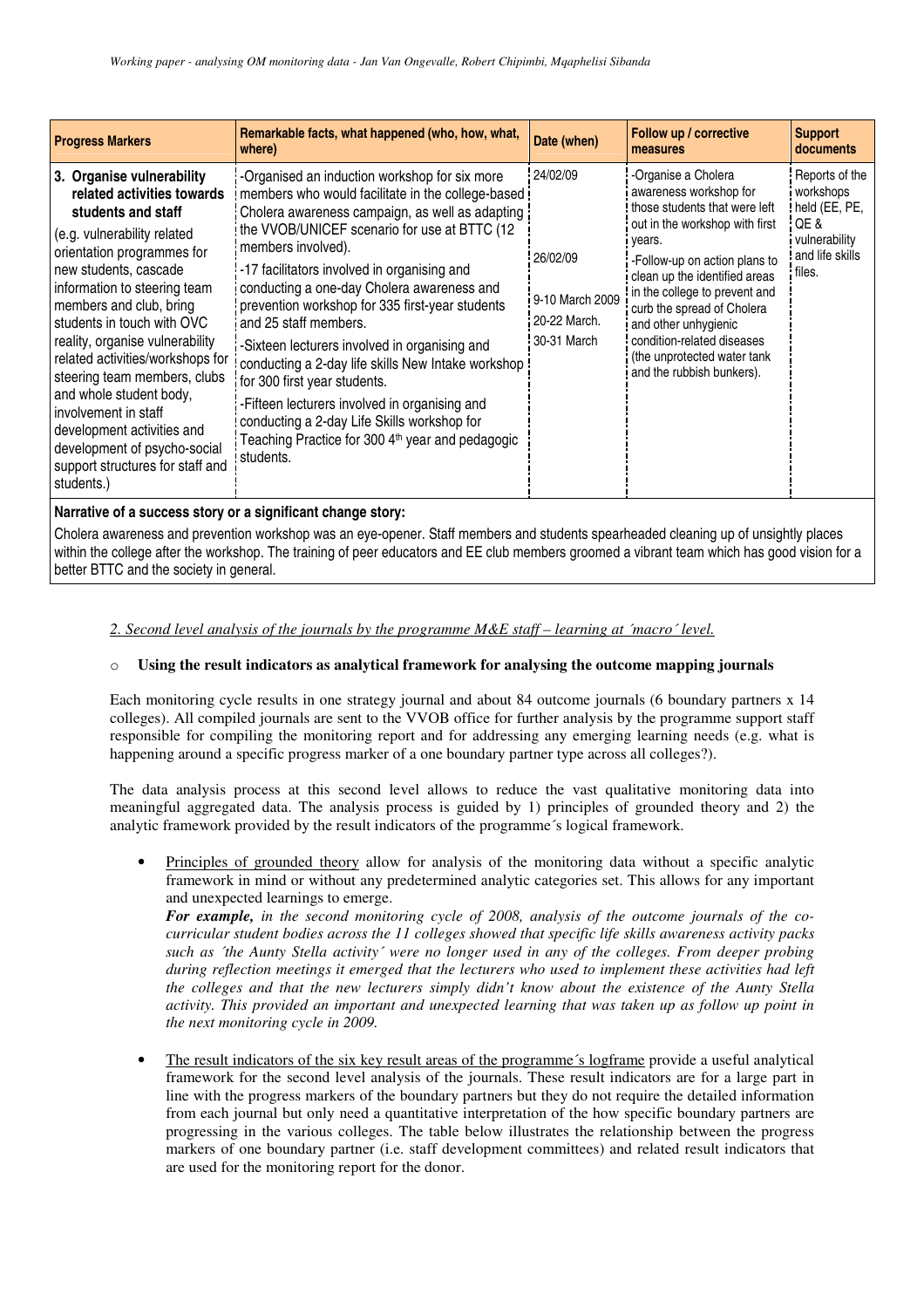| Progress Markers | Remarkable facts, what happened (who, how, what, where) | Date (when) | Follow up / corrective measures | Support documents |
|---|---|---|---|---|
| **3. Organise vulnerability related activities towards students and staff** (e.g. vulnerability related orientation programmes for new students, cascade information to steering team members and club, bring students in touch with OVC reality, organise vulnerability related activities/workshops for steering team members, clubs and whole student body, involvement in staff development activities and development of psycho-social support structures for staff and students.) | -Organised an induction workshop for six more members who would facilitate in the college-based Cholera awareness campaign, as well as adapting the VVOB/UNICEF scenario for use at BTTC (12 members involved).<br>-17 facilitators involved in organising and conducting a one-day Cholera awareness and prevention workshop for 335 first-year students and 25 staff members.<br>-Sixteen lecturers involved in organising and conducting a 2-day life skills New Intake workshop for 300 first year students.<br>-Fifteen lecturers involved in organising and conducting a 2-day Life Skills workshop for Teaching Practice for 300 4th year and pedagogic students. | 24/02/09<br><br>26/02/09<br><br>9-10 March 2009<br>20-22 March.<br>30-31 March | -Organise a Cholera awareness workshop for those students that were left out in the workshop with first years.<br>-Follow-up on action plans to clean up the identified areas in the college to prevent and curb the spread of Cholera and other unhygienic condition-related diseases (the unprotected water tank and the rubbish bunkers). | Reports of the workshops held (EE, PE, QE & vulnerability and life skills files. |
| **Narrative of a success story or a significant change story:**<br>Cholera awareness and prevention workshop was an eye-opener. Staff members and students spearheaded cleaning up of unsightly places within the college after the workshop. The training of peer educators and EE club members groomed a vibrant team which has good vision for a better BTTC and the society in general. | | | | |

*2. Second level analysis of the journals by the programme M&E staff – learning at ´macro´ level.*

- **Using the result indicators as analytical framework for analysing the outcome mapping journals**

Each monitoring cycle results in one strategy journal and about 84 outcome journals (6 boundary partners x 14 colleges). All compiled journals are sent to the VVOB office for further analysis by the programme support staff responsible for compiling the monitoring report and for addressing any emerging learning needs (e.g. what is happening around a specific progress marker of a one boundary partner type across all colleges?).

The data analysis process at this second level allows to reduce the vast qualitative monitoring data into meaningful aggregated data. The analysis process is guided by 1) principles of grounded theory and 2) the analytic framework provided by the result indicators of the programme´s logical framework.

- Principles of grounded theory allow for analysis of the monitoring data without a specific analytic framework in mind or without any predetermined analytic categories set. This allows for any important and unexpected learnings to emerge.
  ***For example,*** *in the second monitoring cycle of 2008, analysis of the outcome journals of the co-curricular student bodies across the 11 colleges showed that specific life skills awareness activity packs such as ´the Aunty Stella activity´ were no longer used in any of the colleges. From deeper probing during reflection meetings it emerged that the lecturers who used to implement these activities had left the colleges and that the new lecturers simply didn't know about the existence of the Aunty Stella activity. This provided an important and unexpected learning that was taken up as follow up point in the next monitoring cycle in 2009.*

- The result indicators of the six key result areas of the programme´s logframe provide a useful analytical framework for the second level analysis of the journals. These result indicators are for a large part in line with the progress markers of the boundary partners but they do not require the detailed information from each journal but only need a quantitative interpretation of the how specific boundary partners are progressing in the various colleges. The table below illustrates the relationship between the progress markers of one boundary partner (i.e. staff development committees) and related result indicators that are used for the monitoring report for the donor.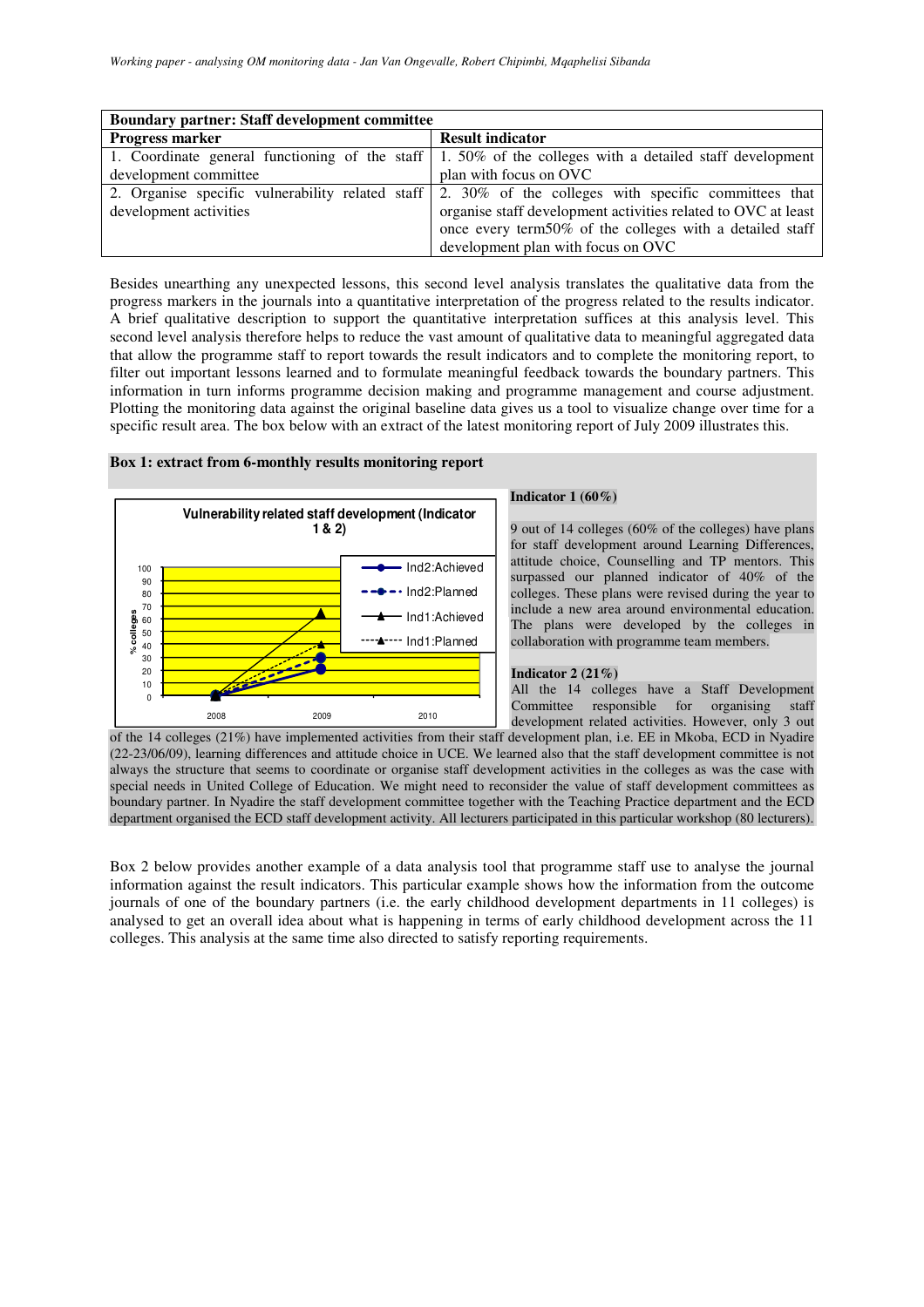| Boundary partner: Staff development committee | |
|---|---|
| **Progress marker** | **Result indicator** |
| 1. Coordinate general functioning of the staff development committee | 1. 50% of the colleges with a detailed staff development plan with focus on OVC |
| 2. Organise specific vulnerability related staff development activities | 2. 30% of the colleges with specific committees that organise staff development activities related to OVC at least once every term50% of the colleges with a detailed staff development plan with focus on OVC |

Besides unearthing any unexpected lessons, this second level analysis translates the qualitative data from the progress markers in the journals into a quantitative interpretation of the progress related to the results indicator. A brief qualitative description to support the quantitative interpretation suffices at this analysis level. This second level analysis therefore helps to reduce the vast amount of qualitative data to meaningful aggregated data that allow the programme staff to report towards the result indicators and to complete the monitoring report, to filter out important lessons learned and to formulate meaningful feedback towards the boundary partners. This information in turn informs programme decision making and programme management and course adjustment. Plotting the monitoring data against the original baseline data gives us a tool to visualize change over time for a specific result area. The box below with an extract of the latest monitoring report of July 2009 illustrates this.

**Box 1: extract from 6-monthly results monitoring report**

Vulnerability related staff development (Indicator 1 & 2)

**Indicator 1 (60%)**

9 out of 14 colleges (60% of the colleges) have plans for staff development around Learning Differences, attitude choice, Counselling and TP mentors. This surpassed our planned indicator of 40% of the colleges. These plans were revised during the year to include a new area around environmental education. The plans were developed by the colleges in collaboration with programme team members.

**Indicator 2 (21%)**

All the 14 colleges have a Staff Development Committee responsible for organising staff development related activities. However, only 3 out of the 14 colleges (21%) have implemented activities from their staff development plan, i.e. EE in Mkoba, ECD in Nyadire (22-23/06/09), learning differences and attitude choice in UCE. We learned also that the staff development committee is not always the structure that seems to coordinate or organise staff development activities in the colleges as was the case with special needs in United College of Education. We might need to reconsider the value of staff development committees as boundary partner. In Nyadire the staff development committee together with the Teaching Practice department and the ECD department organised the ECD staff development activity. All lecturers participated in this particular workshop (80 lecturers).

Box 2 below provides another example of a data analysis tool that programme staff use to analyse the journal information against the result indicators. This particular example shows how the information from the outcome journals of one of the boundary partners (i.e. the early childhood development departments in 11 colleges) is analysed to get an overall idea about what is happening in terms of early childhood development across the 11 colleges. This analysis at the same time also directed to satisfy reporting requirements.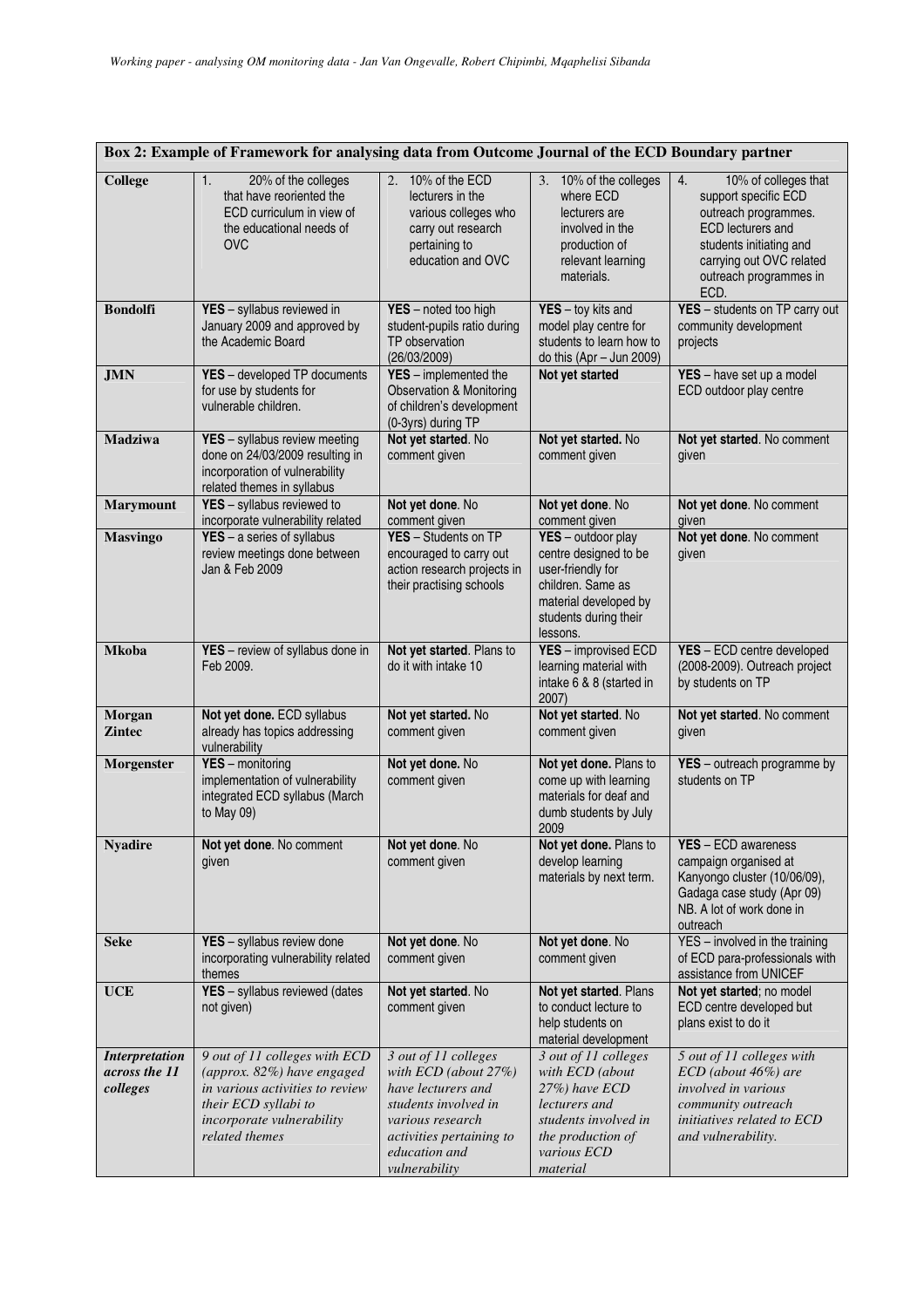**Box 2: Example of Framework for analysing data from Outcome Journal of the ECD Boundary partner**

| College | 1. 20% of the colleges that have reoriented the ECD curriculum in view of the educational needs of OVC | 2. 10% of the ECD lecturers in the various colleges who carry out research pertaining to education and OVC | 3. 10% of the colleges where ECD lecturers are involved in the production of relevant learning materials. | 4. 10% of colleges that support specific ECD outreach programmes. ECD lecturers and students initiating and carrying out OVC related outreach programmes in ECD. |
|---|---|---|---|---|
| **Bondolfi** | **YES** – syllabus reviewed in January 2009 and approved by the Academic Board | **YES** – noted too high student-pupils ratio during TP observation (26/03/2009) | **YES** – toy kits and model play centre for students to learn how to do this (Apr – Jun 2009) | **YES** – students on TP carry out community development projects |
| **JMN** | **YES** – developed TP documents for use by students for vulnerable children. | **YES** – implemented the Observation & Monitoring of children's development (0-3yrs) during TP | **Not yet started** | **YES** – have set up a model ECD outdoor play centre |
| **Madziwa** | **YES** – syllabus review meeting done on 24/03/2009 resulting in incorporation of vulnerability related themes in syllabus | **Not yet started.** No comment given | **Not yet started.** No comment given | **Not yet started.** No comment given |
| **Marymount** | **YES** – syllabus reviewed to incorporate vulnerability related | **Not yet done.** No comment given | **Not yet done.** No comment given | **Not yet done.** No comment given |
| **Masvingo** | **YES** – a series of syllabus review meetings done between Jan & Feb 2009 | **YES** – Students on TP encouraged to carry out action research projects in their practising schools | **YES** – outdoor play centre designed to be user-friendly for children. Same as material developed by students during their lessons. | **Not yet done.** No comment given |
| **Mkoba** | **YES** – review of syllabus done in Feb 2009. | **Not yet started.** Plans to do it with intake 10 | **YES** – improvised ECD learning material with intake 6 & 8 (started in 2007) | **YES** – ECD centre developed (2008-2009). Outreach project by students on TP |
| **Morgan Zintec** | **Not yet done.** ECD syllabus already has topics addressing vulnerability | **Not yet started.** No comment given | **Not yet started.** No comment given | **Not yet started.** No comment given |
| **Morgenster** | **YES** – monitoring implementation of vulnerability integrated ECD syllabus (March to May 09) | **Not yet done.** No comment given | **Not yet done.** Plans to come up with learning materials for deaf and dumb students by July 2009 | **YES** – outreach programme by students on TP |
| **Nyadire** | **Not yet done.** No comment given | **Not yet done.** No comment given | **Not yet done.** Plans to develop learning materials by next term. | **YES** – ECD awareness campaign organised at Kanyongo cluster (10/06/09), Gadaga case study (Apr 09) NB. A lot of work done in outreach |
| **Seke** | **YES** – syllabus review done incorporating vulnerability related themes | **Not yet done.** No comment given | **Not yet done.** No comment given | YES – involved in the training of ECD para-professionals with assistance from UNICEF |
| **UCE** | **YES** – syllabus reviewed (dates not given) | **Not yet started.** No comment given | **Not yet started.** Plans to conduct lecture to help students on material development | **Not yet started**; no model ECD centre developed but plans exist to do it |
| ***Interpretation across the 11 colleges*** | *9 out of 11 colleges with ECD (approx. 82%) have engaged in various activities to review their ECD syllabi to incorporate vulnerability related themes* | *3 out of 11 colleges with ECD (about 27%) have lecturers and students involved in various research activities pertaining to education and vulnerability* | *3 out of 11 colleges with ECD (about 27%) have ECD lecturers and students involved in the production of various ECD material* | *5 out of 11 colleges with ECD (about 46%) are involved in various community outreach initiatives related to ECD and vulnerability.* |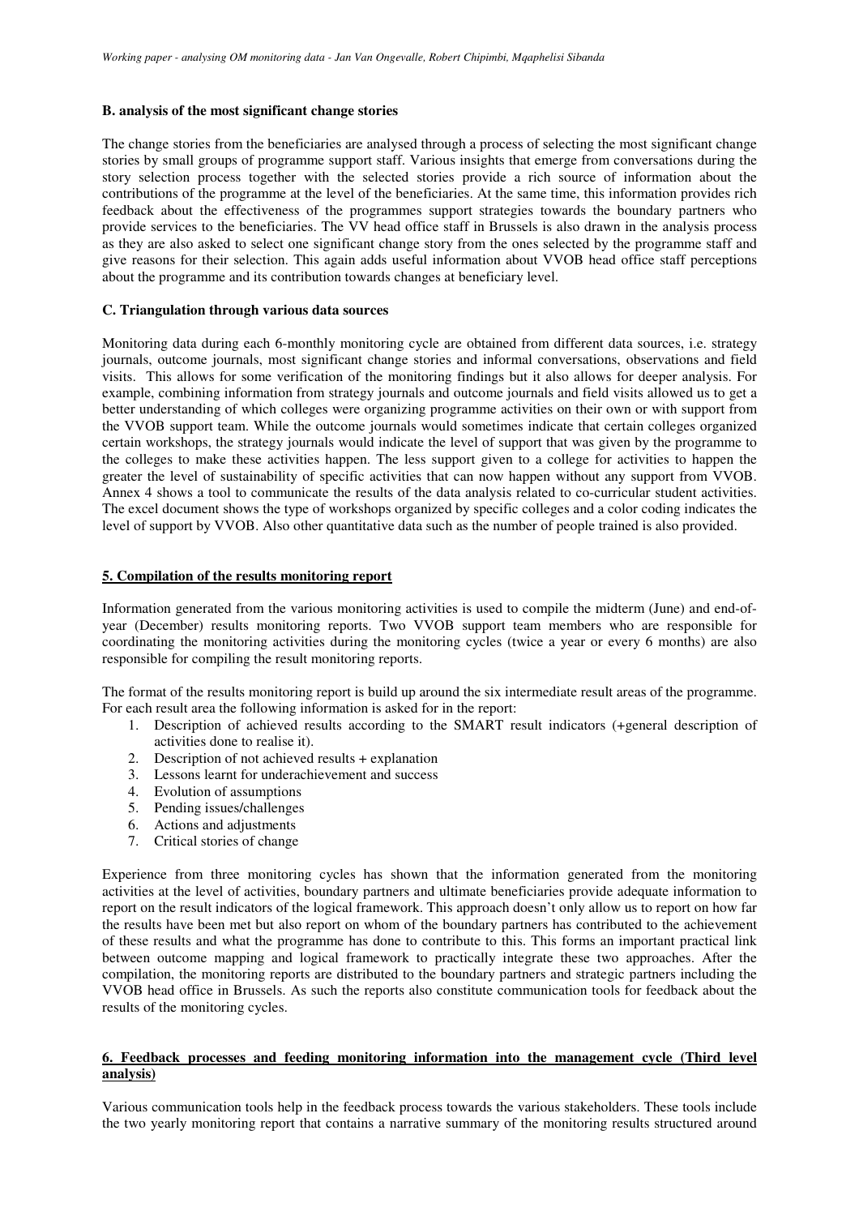**B. analysis of the most significant change stories**

The change stories from the beneficiaries are analysed through a process of selecting the most significant change stories by small groups of programme support staff. Various insights that emerge from conversations during the story selection process together with the selected stories provide a rich source of information about the contributions of the programme at the level of the beneficiaries. At the same time, this information provides rich feedback about the effectiveness of the programmes support strategies towards the boundary partners who provide services to the beneficiaries. The VV head office staff in Brussels is also drawn in the analysis process as they are also asked to select one significant change story from the ones selected by the programme staff and give reasons for their selection. This again adds useful information about VVOB head office staff perceptions about the programme and its contribution towards changes at beneficiary level.

**C. Triangulation through various data sources**

Monitoring data during each 6-monthly monitoring cycle are obtained from different data sources, i.e. strategy journals, outcome journals, most significant change stories and informal conversations, observations and field visits. This allows for some verification of the monitoring findings but it also allows for deeper analysis. For example, combining information from strategy journals and outcome journals and field visits allowed us to get a better understanding of which colleges were organizing programme activities on their own or with support from the VVOB support team. While the outcome journals would sometimes indicate that certain colleges organized certain workshops, the strategy journals would indicate the level of support that was given by the programme to the colleges to make these activities happen. The less support given to a college for activities to happen the greater the level of sustainability of specific activities that can now happen without any support from VVOB. Annex 4 shows a tool to communicate the results of the data analysis related to co-curricular student activities. The excel document shows the type of workshops organized by specific colleges and a color coding indicates the level of support by VVOB. Also other quantitative data such as the number of people trained is also provided.

## 5. Compilation of the results monitoring report

Information generated from the various monitoring activities is used to compile the midterm (June) and end-of-year (December) results monitoring reports. Two VVOB support team members who are responsible for coordinating the monitoring activities during the monitoring cycles (twice a year or every 6 months) are also responsible for compiling the result monitoring reports.

The format of the results monitoring report is build up around the six intermediate result areas of the programme. For each result area the following information is asked for in the report:

1. Description of achieved results according to the SMART result indicators (+general description of activities done to realise it).
2. Description of not achieved results + explanation
3. Lessons learnt for underachievement and success
4. Evolution of assumptions
5. Pending issues/challenges
6. Actions and adjustments
7. Critical stories of change

Experience from three monitoring cycles has shown that the information generated from the monitoring activities at the level of activities, boundary partners and ultimate beneficiaries provide adequate information to report on the result indicators of the logical framework. This approach doesn't only allow us to report on how far the results have been met but also report on whom of the boundary partners has contributed to the achievement of these results and what the programme has done to contribute to this. This forms an important practical link between outcome mapping and logical framework to practically integrate these two approaches. After the compilation, the monitoring reports are distributed to the boundary partners and strategic partners including the VVOB head office in Brussels. As such the reports also constitute communication tools for feedback about the results of the monitoring cycles.

## 6. Feedback processes and feeding monitoring information into the management cycle (Third level analysis)

Various communication tools help in the feedback process towards the various stakeholders. These tools include the two yearly monitoring report that contains a narrative summary of the monitoring results structured around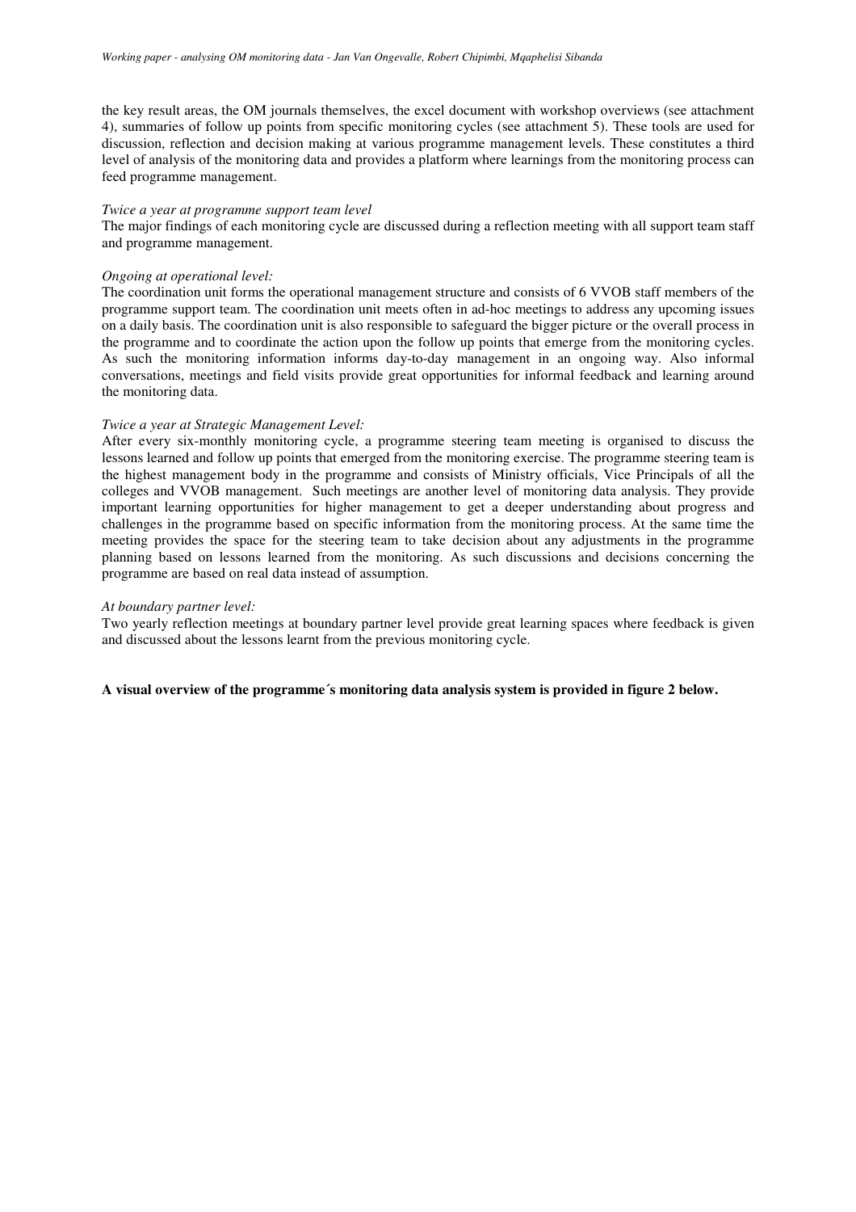the key result areas, the OM journals themselves, the excel document with workshop overviews (see attachment 4), summaries of follow up points from specific monitoring cycles (see attachment 5). These tools are used for discussion, reflection and decision making at various programme management levels. These constitutes a third level of analysis of the monitoring data and provides a platform where learnings from the monitoring process can feed programme management.

*Twice a year at programme support team level*

The major findings of each monitoring cycle are discussed during a reflection meeting with all support team staff and programme management.

*Ongoing at operational level:*

The coordination unit forms the operational management structure and consists of 6 VVOB staff members of the programme support team. The coordination unit meets often in ad-hoc meetings to address any upcoming issues on a daily basis. The coordination unit is also responsible to safeguard the bigger picture or the overall process in the programme and to coordinate the action upon the follow up points that emerge from the monitoring cycles. As such the monitoring information informs day-to-day management in an ongoing way. Also informal conversations, meetings and field visits provide great opportunities for informal feedback and learning around the monitoring data.

*Twice a year at Strategic Management Level:*

After every six-monthly monitoring cycle, a programme steering team meeting is organised to discuss the lessons learned and follow up points that emerged from the monitoring exercise. The programme steering team is the highest management body in the programme and consists of Ministry officials, Vice Principals of all the colleges and VVOB management. Such meetings are another level of monitoring data analysis. They provide important learning opportunities for higher management to get a deeper understanding about progress and challenges in the programme based on specific information from the monitoring process. At the same time the meeting provides the space for the steering team to take decision about any adjustments in the programme planning based on lessons learned from the monitoring. As such discussions and decisions concerning the programme are based on real data instead of assumption.

*At boundary partner level:*

Two yearly reflection meetings at boundary partner level provide great learning spaces where feedback is given and discussed about the lessons learnt from the previous monitoring cycle.

**A visual overview of the programme´s monitoring data analysis system is provided in figure 2 below.**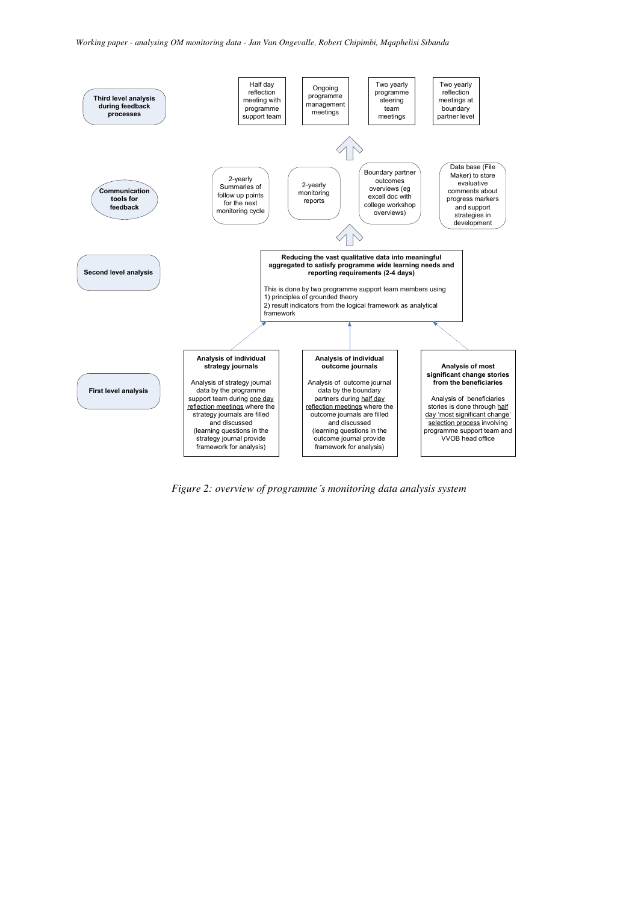Third level analysis during feedback processes

Half day reflection meeting with programme support team

Ongoing programme management meetings

Two yearly programme steering team meetings

Two yearly reflection meetings at boundary partner level

Communication tools for feedback

2-yearly Summaries of follow up points for the next monitoring cycle

2-yearly monitoring reports

Boundary partner outcomes overviews (eg excell doc with college workshop overviews)

Data base (File Maker) to store evaluative comments about progress markers and support strategies in development

Second level analysis

**Reducing the vast qualitative data into meaningful aggregated to satisfy programme wide learning needs and reporting requirements (2-4 days)**

This is done by two programme support team members using
1) principles of grounded theory
2) result indicators from the logical framework as analytical framework

First level analysis

**Analysis of individual strategy journals**

Analysis of strategy journal data by the programme support team during one day reflection meetings where the strategy journals are filled and discussed (learning questions in the strategy journal provide framework for analysis)

**Analysis of individual outcome journals**

Analysis of outcome journal data by the boundary partners during half day reflection meetings where the outcome journals are filled and discussed (learning questions in the outcome journal provide framework for analysis)

**Analysis of most significant change stories from the beneficiaries**

Analysis of beneficiaries stories is done through half day 'most significant change' selection process involving programme support team and VVOB head office

*Figure 2: overview of programme´s monitoring data analysis system*